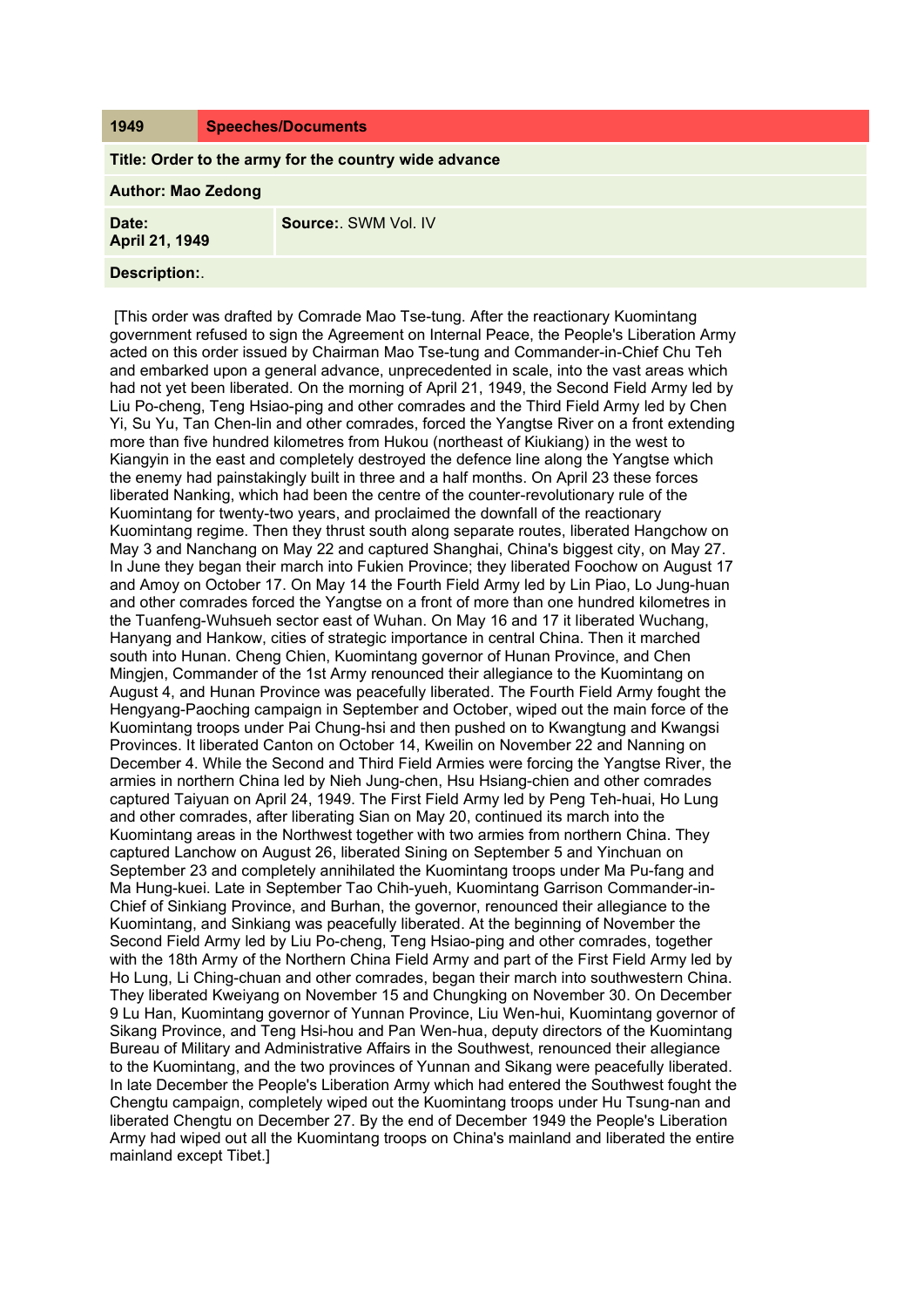| 1949 | Speeches/Documents |
|---|---|

**Title: Order to the army for the country wide advance**

**Author: Mao Zedong**

| **Date:** April 21, 1949 | **Source:**. SWM Vol. IV |
|---|---|

**Description:**.

[This order was drafted by Comrade Mao Tse-tung. After the reactionary Kuomintang government refused to sign the Agreement on Internal Peace, the People's Liberation Army acted on this order issued by Chairman Mao Tse-tung and Commander-in-Chief Chu Teh and embarked upon a general advance, unprecedented in scale, into the vast areas which had not yet been liberated. On the morning of April 21, 1949, the Second Field Army led by Liu Po-cheng, Teng Hsiao-ping and other comrades and the Third Field Army led by Chen Yi, Su Yu, Tan Chen-lin and other comrades, forced the Yangtse River on a front extending more than five hundred kilometres from Hukou (northeast of Kiukiang) in the west to Kiangyin in the east and completely destroyed the defence line along the Yangtse which the enemy had painstakingly built in three and a half months. On April 23 these forces liberated Nanking, which had been the centre of the counter-revolutionary rule of the Kuomintang for twenty-two years, and proclaimed the downfall of the reactionary Kuomintang regime. Then they thrust south along separate routes, liberated Hangchow on May 3 and Nanchang on May 22 and captured Shanghai, China's biggest city, on May 27. In June they began their march into Fukien Province; they liberated Foochow on August 17 and Amoy on October 17. On May 14 the Fourth Field Army led by Lin Piao, Lo Jung-huan and other comrades forced the Yangtse on a front of more than one hundred kilometres in the Tuanfeng-Wuhsueh sector east of Wuhan. On May 16 and 17 it liberated Wuchang, Hanyang and Hankow, cities of strategic importance in central China. Then it marched south into Hunan. Cheng Chien, Kuomintang governor of Hunan Province, and Chen Mingjen, Commander of the 1st Army renounced their allegiance to the Kuomintang on August 4, and Hunan Province was peacefully liberated. The Fourth Field Army fought the Hengyang-Paoching campaign in September and October, wiped out the main force of the Kuomintang troops under Pai Chung-hsi and then pushed on to Kwangtung and Kwangsi Provinces. It liberated Canton on October 14, Kweilin on November 22 and Nanning on December 4. While the Second and Third Field Armies were forcing the Yangtse River, the armies in northern China led by Nieh Jung-chen, Hsu Hsiang-chien and other comrades captured Taiyuan on April 24, 1949. The First Field Army led by Peng Teh-huai, Ho Lung and other comrades, after liberating Sian on May 20, continued its march into the Kuomintang areas in the Northwest together with two armies from northern China. They captured Lanchow on August 26, liberated Sining on September 5 and Yinchuan on September 23 and completely annihilated the Kuomintang troops under Ma Pu-fang and Ma Hung-kuei. Late in September Tao Chih-yueh, Kuomintang Garrison Commander-in-Chief of Sinkiang Province, and Burhan, the governor, renounced their allegiance to the Kuomintang, and Sinkiang was peacefully liberated. At the beginning of November the Second Field Army led by Liu Po-cheng, Teng Hsiao-ping and other comrades, together with the 18th Army of the Northern China Field Army and part of the First Field Army led by Ho Lung, Li Ching-chuan and other comrades, began their march into southwestern China. They liberated Kweiyang on November 15 and Chungking on November 30. On December 9 Lu Han, Kuomintang governor of Yunnan Province, Liu Wen-hui, Kuomintang governor of Sikang Province, and Teng Hsi-hou and Pan Wen-hua, deputy directors of the Kuomintang Bureau of Military and Administrative Affairs in the Southwest, renounced their allegiance to the Kuomintang, and the two provinces of Yunnan and Sikang were peacefully liberated. In late December the People's Liberation Army which had entered the Southwest fought the Chengtu campaign, completely wiped out the Kuomintang troops under Hu Tsung-nan and liberated Chengtu on December 27. By the end of December 1949 the People's Liberation Army had wiped out all the Kuomintang troops on China's mainland and liberated the entire mainland except Tibet.]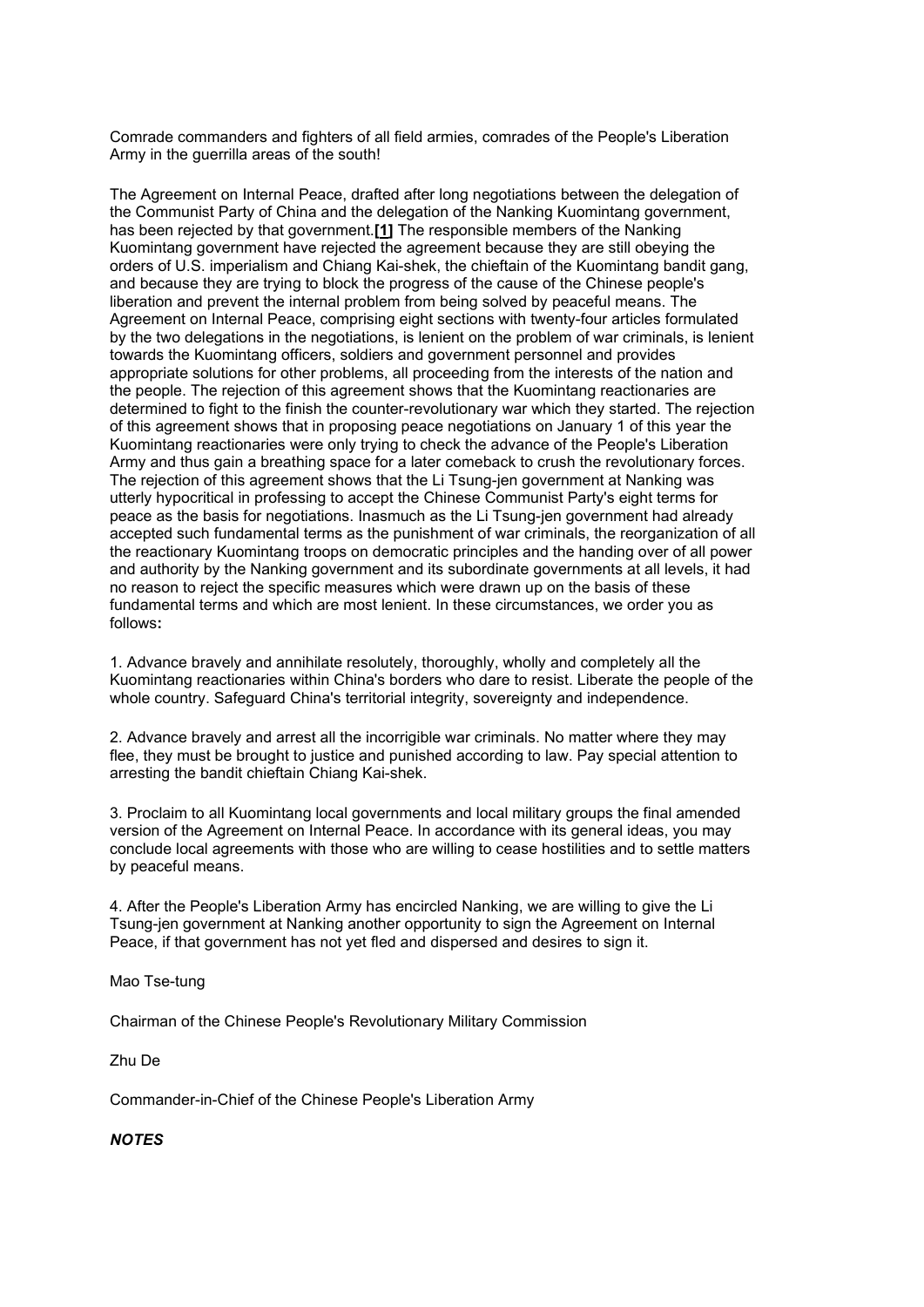Comrade commanders and fighters of all field armies, comrades of the People's Liberation Army in the guerrilla areas of the south!

The Agreement on Internal Peace, drafted after long negotiations between the delegation of the Communist Party of China and the delegation of the Nanking Kuomintang government, has been rejected by that government.**[1]** The responsible members of the Nanking Kuomintang government have rejected the agreement because they are still obeying the orders of U.S. imperialism and Chiang Kai-shek, the chieftain of the Kuomintang bandit gang, and because they are trying to block the progress of the cause of the Chinese people's liberation and prevent the internal problem from being solved by peaceful means. The Agreement on Internal Peace, comprising eight sections with twenty-four articles formulated by the two delegations in the negotiations, is lenient on the problem of war criminals, is lenient towards the Kuomintang officers, soldiers and government personnel and provides appropriate solutions for other problems, all proceeding from the interests of the nation and the people. The rejection of this agreement shows that the Kuomintang reactionaries are determined to fight to the finish the counter-revolutionary war which they started. The rejection of this agreement shows that in proposing peace negotiations on January 1 of this year the Kuomintang reactionaries were only trying to check the advance of the People's Liberation Army and thus gain a breathing space for a later comeback to crush the revolutionary forces. The rejection of this agreement shows that the Li Tsung-jen government at Nanking was utterly hypocritical in professing to accept the Chinese Communist Party's eight terms for peace as the basis for negotiations. Inasmuch as the Li Tsung-jen government had already accepted such fundamental terms as the punishment of war criminals, the reorganization of all the reactionary Kuomintang troops on democratic principles and the handing over of all power and authority by the Nanking government and its subordinate governments at all levels, it had no reason to reject the specific measures which were drawn up on the basis of these fundamental terms and which are most lenient. In these circumstances, we order you as follows**:**

1. Advance bravely and annihilate resolutely, thoroughly, wholly and completely all the Kuomintang reactionaries within China's borders who dare to resist. Liberate the people of the whole country. Safeguard China's territorial integrity, sovereignty and independence.

2. Advance bravely and arrest all the incorrigible war criminals. No matter where they may flee, they must be brought to justice and punished according to law. Pay special attention to arresting the bandit chieftain Chiang Kai-shek.

3. Proclaim to all Kuomintang local governments and local military groups the final amended version of the Agreement on Internal Peace. In accordance with its general ideas, you may conclude local agreements with those who are willing to cease hostilities and to settle matters by peaceful means.

4. After the People's Liberation Army has encircled Nanking, we are willing to give the Li Tsung-jen government at Nanking another opportunity to sign the Agreement on Internal Peace, if that government has not yet fled and dispersed and desires to sign it.

Mao Tse-tung

Chairman of the Chinese People's Revolutionary Military Commission

Zhu De

Commander-in-Chief of the Chinese People's Liberation Army

***NOTES***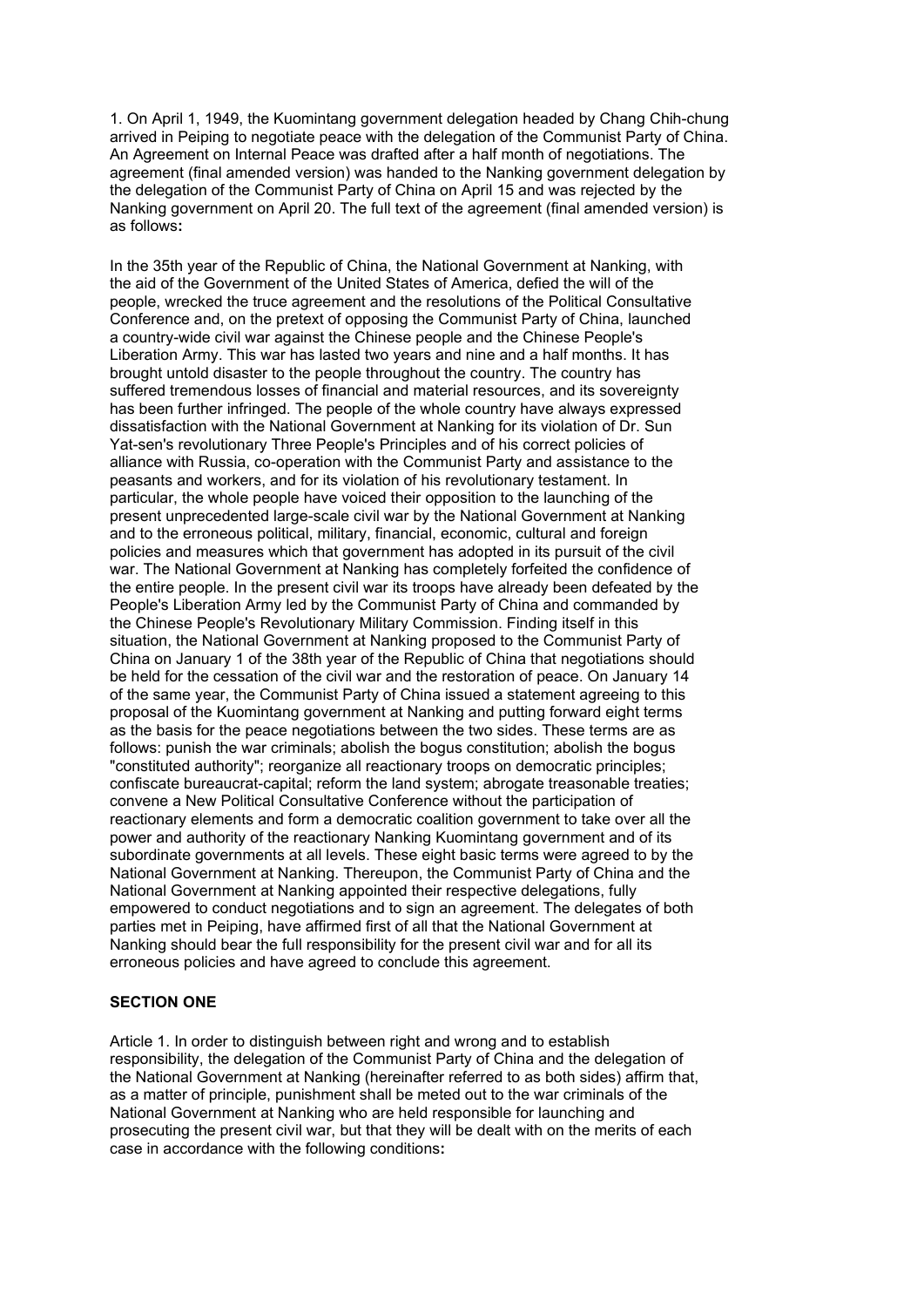1. On April 1, 1949, the Kuomintang government delegation headed by Chang Chih-chung arrived in Peiping to negotiate peace with the delegation of the Communist Party of China. An Agreement on Internal Peace was drafted after a half month of negotiations. The agreement (final amended version) was handed to the Nanking government delegation by the delegation of the Communist Party of China on April 15 and was rejected by the Nanking government on April 20. The full text of the agreement (final amended version) is as follows**:**

In the 35th year of the Republic of China, the National Government at Nanking, with the aid of the Government of the United States of America, defied the will of the people, wrecked the truce agreement and the resolutions of the Political Consultative Conference and, on the pretext of opposing the Communist Party of China, launched a country-wide civil war against the Chinese people and the Chinese People's Liberation Army. This war has lasted two years and nine and a half months. It has brought untold disaster to the people throughout the country. The country has suffered tremendous losses of financial and material resources, and its sovereignty has been further infringed. The people of the whole country have always expressed dissatisfaction with the National Government at Nanking for its violation of Dr. Sun Yat-sen's revolutionary Three People's Principles and of his correct policies of alliance with Russia, co-operation with the Communist Party and assistance to the peasants and workers, and for its violation of his revolutionary testament. In particular, the whole people have voiced their opposition to the launching of the present unprecedented large-scale civil war by the National Government at Nanking and to the erroneous political, military, financial, economic, cultural and foreign policies and measures which that government has adopted in its pursuit of the civil war. The National Government at Nanking has completely forfeited the confidence of the entire people. In the present civil war its troops have already been defeated by the People's Liberation Army led by the Communist Party of China and commanded by the Chinese People's Revolutionary Military Commission. Finding itself in this situation, the National Government at Nanking proposed to the Communist Party of China on January 1 of the 38th year of the Republic of China that negotiations should be held for the cessation of the civil war and the restoration of peace. On January 14 of the same year, the Communist Party of China issued a statement agreeing to this proposal of the Kuomintang government at Nanking and putting forward eight terms as the basis for the peace negotiations between the two sides. These terms are as follows: punish the war criminals; abolish the bogus constitution; abolish the bogus "constituted authority"; reorganize all reactionary troops on democratic principles; confiscate bureaucrat-capital; reform the land system; abrogate treasonable treaties; convene a New Political Consultative Conference without the participation of reactionary elements and form a democratic coalition government to take over all the power and authority of the reactionary Nanking Kuomintang government and of its subordinate governments at all levels. These eight basic terms were agreed to by the National Government at Nanking. Thereupon, the Communist Party of China and the National Government at Nanking appointed their respective delegations, fully empowered to conduct negotiations and to sign an agreement. The delegates of both parties met in Peiping, have affirmed first of all that the National Government at Nanking should bear the full responsibility for the present civil war and for all its erroneous policies and have agreed to conclude this agreement.

## SECTION ONE

Article 1. In order to distinguish between right and wrong and to establish responsibility, the delegation of the Communist Party of China and the delegation of the National Government at Nanking (hereinafter referred to as both sides) affirm that, as a matter of principle, punishment shall be meted out to the war criminals of the National Government at Nanking who are held responsible for launching and prosecuting the present civil war, but that they will be dealt with on the merits of each case in accordance with the following conditions**:**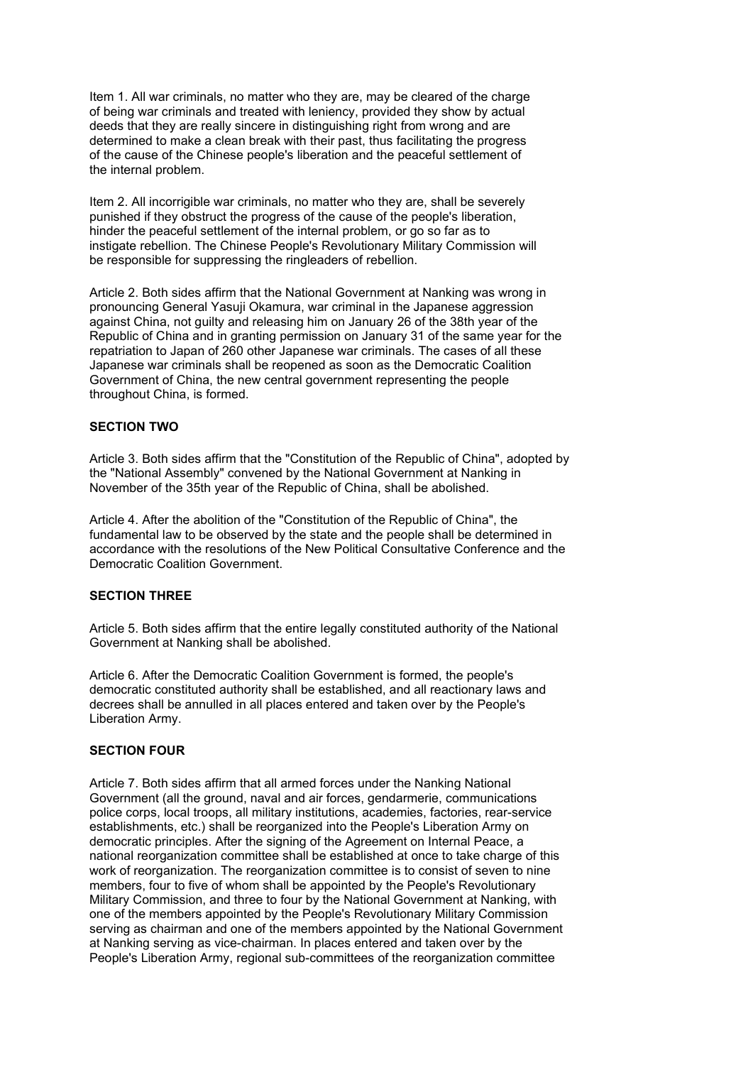Item 1. All war criminals, no matter who they are, may be cleared of the charge of being war criminals and treated with leniency, provided they show by actual deeds that they are really sincere in distinguishing right from wrong and are determined to make a clean break with their past, thus facilitating the progress of the cause of the Chinese people's liberation and the peaceful settlement of the internal problem.

Item 2. All incorrigible war criminals, no matter who they are, shall be severely punished if they obstruct the progress of the cause of the people's liberation, hinder the peaceful settlement of the internal problem, or go so far as to instigate rebellion. The Chinese People's Revolutionary Military Commission will be responsible for suppressing the ringleaders of rebellion.

Article 2. Both sides affirm that the National Government at Nanking was wrong in pronouncing General Yasuji Okamura, war criminal in the Japanese aggression against China, not guilty and releasing him on January 26 of the 38th year of the Republic of China and in granting permission on January 31 of the same year for the repatriation to Japan of 260 other Japanese war criminals. The cases of all these Japanese war criminals shall be reopened as soon as the Democratic Coalition Government of China, the new central government representing the people throughout China, is formed.

### SECTION TWO

Article 3. Both sides affirm that the "Constitution of the Republic of China", adopted by the "National Assembly" convened by the National Government at Nanking in November of the 35th year of the Republic of China, shall be abolished.

Article 4. After the abolition of the "Constitution of the Republic of China", the fundamental law to be observed by the state and the people shall be determined in accordance with the resolutions of the New Political Consultative Conference and the Democratic Coalition Government.

### SECTION THREE

Article 5. Both sides affirm that the entire legally constituted authority of the National Government at Nanking shall be abolished.

Article 6. After the Democratic Coalition Government is formed, the people's democratic constituted authority shall be established, and all reactionary laws and decrees shall be annulled in all places entered and taken over by the People's Liberation Army.

### SECTION FOUR

Article 7. Both sides affirm that all armed forces under the Nanking National Government (all the ground, naval and air forces, gendarmerie, communications police corps, local troops, all military institutions, academies, factories, rear-service establishments, etc.) shall be reorganized into the People's Liberation Army on democratic principles. After the signing of the Agreement on Internal Peace, a national reorganization committee shall be established at once to take charge of this work of reorganization. The reorganization committee is to consist of seven to nine members, four to five of whom shall be appointed by the People's Revolutionary Military Commission, and three to four by the National Government at Nanking, with one of the members appointed by the People's Revolutionary Military Commission serving as chairman and one of the members appointed by the National Government at Nanking serving as vice-chairman. In places entered and taken over by the People's Liberation Army, regional sub-committees of the reorganization committee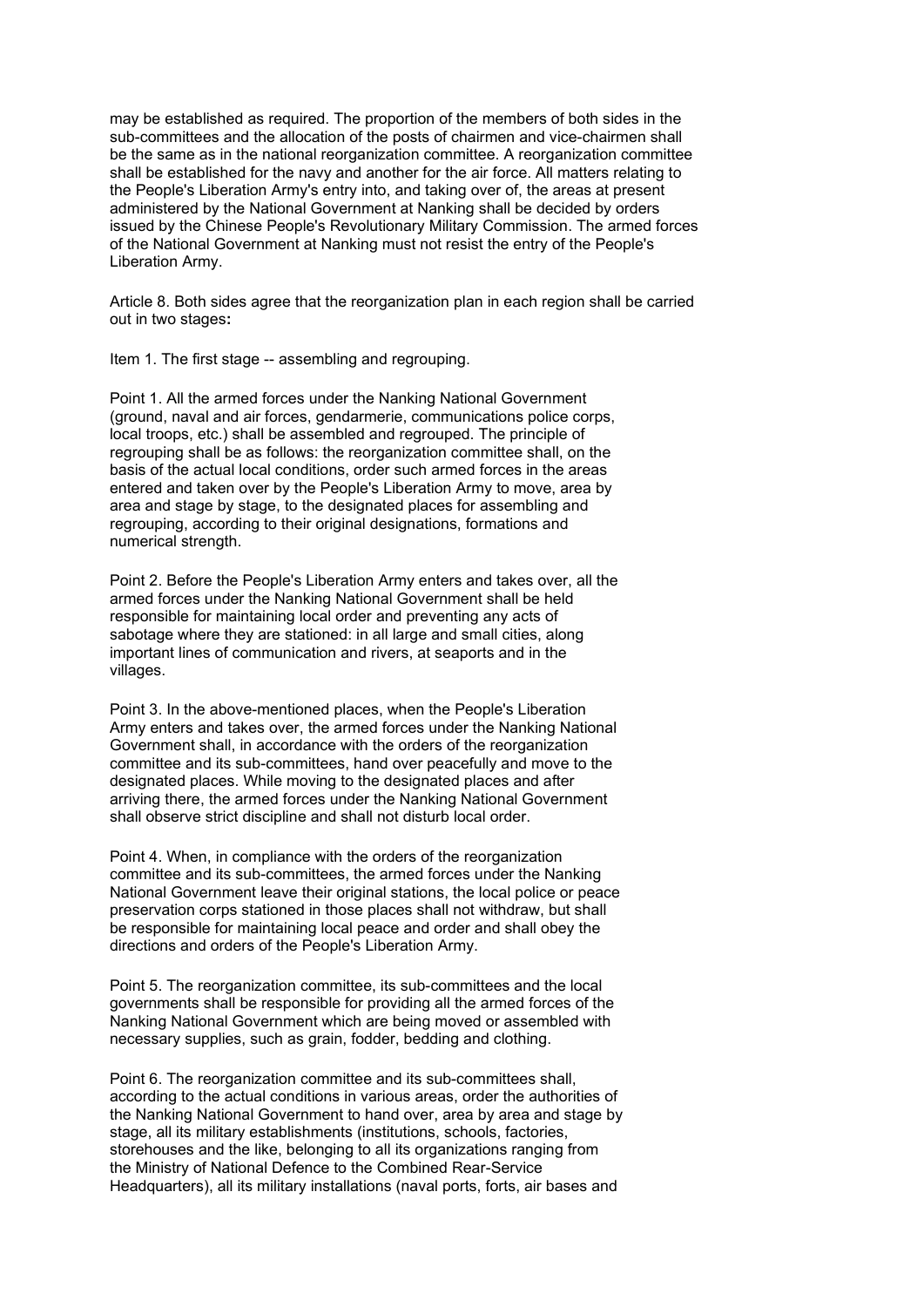may be established as required. The proportion of the members of both sides in the sub-committees and the allocation of the posts of chairmen and vice-chairmen shall be the same as in the national reorganization committee. A reorganization committee shall be established for the navy and another for the air force. All matters relating to the People's Liberation Army's entry into, and taking over of, the areas at present administered by the National Government at Nanking shall be decided by orders issued by the Chinese People's Revolutionary Military Commission. The armed forces of the National Government at Nanking must not resist the entry of the People's Liberation Army.

Article 8. Both sides agree that the reorganization plan in each region shall be carried out in two stages**:**

Item 1. The first stage -- assembling and regrouping.

Point 1. All the armed forces under the Nanking National Government (ground, naval and air forces, gendarmerie, communications police corps, local troops, etc.) shall be assembled and regrouped. The principle of regrouping shall be as follows: the reorganization committee shall, on the basis of the actual local conditions, order such armed forces in the areas entered and taken over by the People's Liberation Army to move, area by area and stage by stage, to the designated places for assembling and regrouping, according to their original designations, formations and numerical strength.

Point 2. Before the People's Liberation Army enters and takes over, all the armed forces under the Nanking National Government shall be held responsible for maintaining local order and preventing any acts of sabotage where they are stationed: in all large and small cities, along important lines of communication and rivers, at seaports and in the villages.

Point 3. In the above-mentioned places, when the People's Liberation Army enters and takes over, the armed forces under the Nanking National Government shall, in accordance with the orders of the reorganization committee and its sub-committees, hand over peacefully and move to the designated places. While moving to the designated places and after arriving there, the armed forces under the Nanking National Government shall observe strict discipline and shall not disturb local order.

Point 4. When, in compliance with the orders of the reorganization committee and its sub-committees, the armed forces under the Nanking National Government leave their original stations, the local police or peace preservation corps stationed in those places shall not withdraw, but shall be responsible for maintaining local peace and order and shall obey the directions and orders of the People's Liberation Army.

Point 5. The reorganization committee, its sub-committees and the local governments shall be responsible for providing all the armed forces of the Nanking National Government which are being moved or assembled with necessary supplies, such as grain, fodder, bedding and clothing.

Point 6. The reorganization committee and its sub-committees shall, according to the actual conditions in various areas, order the authorities of the Nanking National Government to hand over, area by area and stage by stage, all its military establishments (institutions, schools, factories, storehouses and the like, belonging to all its organizations ranging from the Ministry of National Defence to the Combined Rear-Service Headquarters), all its military installations (naval ports, forts, air bases and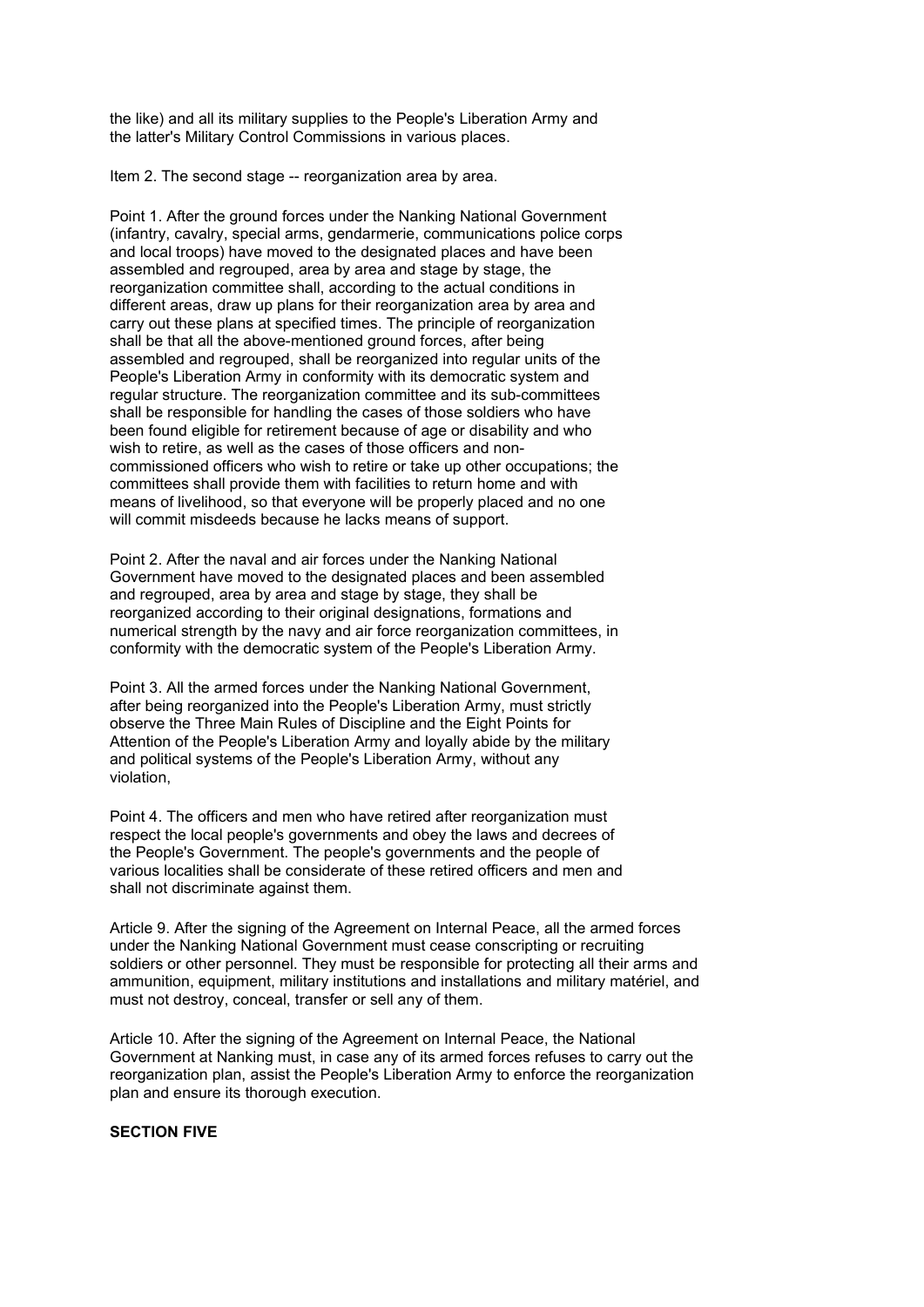the like) and all its military supplies to the People's Liberation Army and the latter's Military Control Commissions in various places.

Item 2. The second stage -- reorganization area by area.

Point 1. After the ground forces under the Nanking National Government (infantry, cavalry, special arms, gendarmerie, communications police corps and local troops) have moved to the designated places and have been assembled and regrouped, area by area and stage by stage, the reorganization committee shall, according to the actual conditions in different areas, draw up plans for their reorganization area by area and carry out these plans at specified times. The principle of reorganization shall be that all the above-mentioned ground forces, after being assembled and regrouped, shall be reorganized into regular units of the People's Liberation Army in conformity with its democratic system and regular structure. The reorganization committee and its sub-committees shall be responsible for handling the cases of those soldiers who have been found eligible for retirement because of age or disability and who wish to retire, as well as the cases of those officers and non-commissioned officers who wish to retire or take up other occupations; the committees shall provide them with facilities to return home and with means of livelihood, so that everyone will be properly placed and no one will commit misdeeds because he lacks means of support.

Point 2. After the naval and air forces under the Nanking National Government have moved to the designated places and been assembled and regrouped, area by area and stage by stage, they shall be reorganized according to their original designations, formations and numerical strength by the navy and air force reorganization committees, in conformity with the democratic system of the People's Liberation Army.

Point 3. All the armed forces under the Nanking National Government, after being reorganized into the People's Liberation Army, must strictly observe the Three Main Rules of Discipline and the Eight Points for Attention of the People's Liberation Army and loyally abide by the military and political systems of the People's Liberation Army, without any violation,

Point 4. The officers and men who have retired after reorganization must respect the local people's governments and obey the laws and decrees of the People's Government. The people's governments and the people of various localities shall be considerate of these retired officers and men and shall not discriminate against them.

Article 9. After the signing of the Agreement on Internal Peace, all the armed forces under the Nanking National Government must cease conscripting or recruiting soldiers or other personnel. They must be responsible for protecting all their arms and ammunition, equipment, military institutions and installations and military matériel, and must not destroy, conceal, transfer or sell any of them.

Article 10. After the signing of the Agreement on Internal Peace, the National Government at Nanking must, in case any of its armed forces refuses to carry out the reorganization plan, assist the People's Liberation Army to enforce the reorganization plan and ensure its thorough execution.

**SECTION FIVE**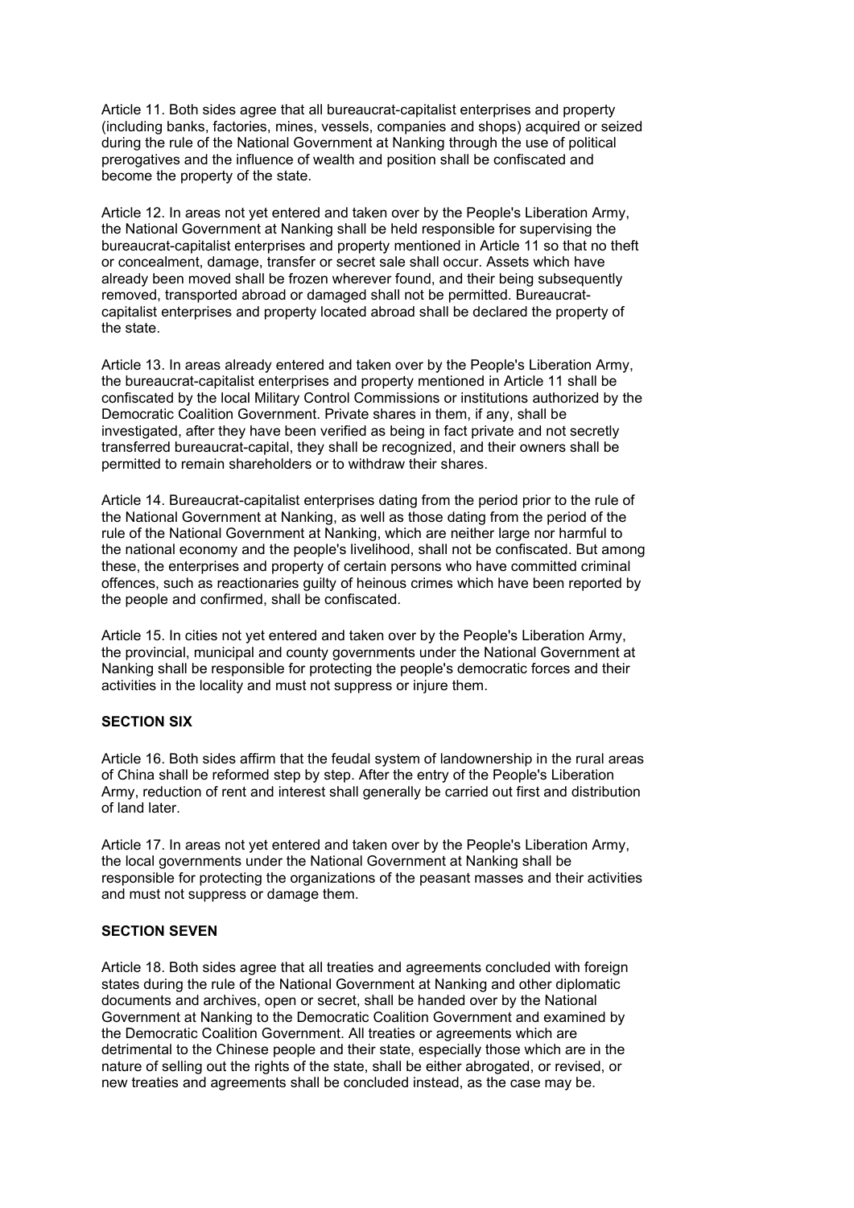Article 11. Both sides agree that all bureaucrat-capitalist enterprises and property (including banks, factories, mines, vessels, companies and shops) acquired or seized during the rule of the National Government at Nanking through the use of political prerogatives and the influence of wealth and position shall be confiscated and become the property of the state.

Article 12. In areas not yet entered and taken over by the People's Liberation Army, the National Government at Nanking shall be held responsible for supervising the bureaucrat-capitalist enterprises and property mentioned in Article 11 so that no theft or concealment, damage, transfer or secret sale shall occur. Assets which have already been moved shall be frozen wherever found, and their being subsequently removed, transported abroad or damaged shall not be permitted. Bureaucrat-capitalist enterprises and property located abroad shall be declared the property of the state.

Article 13. In areas already entered and taken over by the People's Liberation Army, the bureaucrat-capitalist enterprises and property mentioned in Article 11 shall be confiscated by the local Military Control Commissions or institutions authorized by the Democratic Coalition Government. Private shares in them, if any, shall be investigated, after they have been verified as being in fact private and not secretly transferred bureaucrat-capital, they shall be recognized, and their owners shall be permitted to remain shareholders or to withdraw their shares.

Article 14. Bureaucrat-capitalist enterprises dating from the period prior to the rule of the National Government at Nanking, as well as those dating from the period of the rule of the National Government at Nanking, which are neither large nor harmful to the national economy and the people's livelihood, shall not be confiscated. But among these, the enterprises and property of certain persons who have committed criminal offences, such as reactionaries guilty of heinous crimes which have been reported by the people and confirmed, shall be confiscated.

Article 15. In cities not yet entered and taken over by the People's Liberation Army, the provincial, municipal and county governments under the National Government at Nanking shall be responsible for protecting the people's democratic forces and their activities in the locality and must not suppress or injure them.

**SECTION SIX**

Article 16. Both sides affirm that the feudal system of landownership in the rural areas of China shall be reformed step by step. After the entry of the People's Liberation Army, reduction of rent and interest shall generally be carried out first and distribution of land later.

Article 17. In areas not yet entered and taken over by the People's Liberation Army, the local governments under the National Government at Nanking shall be responsible for protecting the organizations of the peasant masses and their activities and must not suppress or damage them.

**SECTION SEVEN**

Article 18. Both sides agree that all treaties and agreements concluded with foreign states during the rule of the National Government at Nanking and other diplomatic documents and archives, open or secret, shall be handed over by the National Government at Nanking to the Democratic Coalition Government and examined by the Democratic Coalition Government. All treaties or agreements which are detrimental to the Chinese people and their state, especially those which are in the nature of selling out the rights of the state, shall be either abrogated, or revised, or new treaties and agreements shall be concluded instead, as the case may be.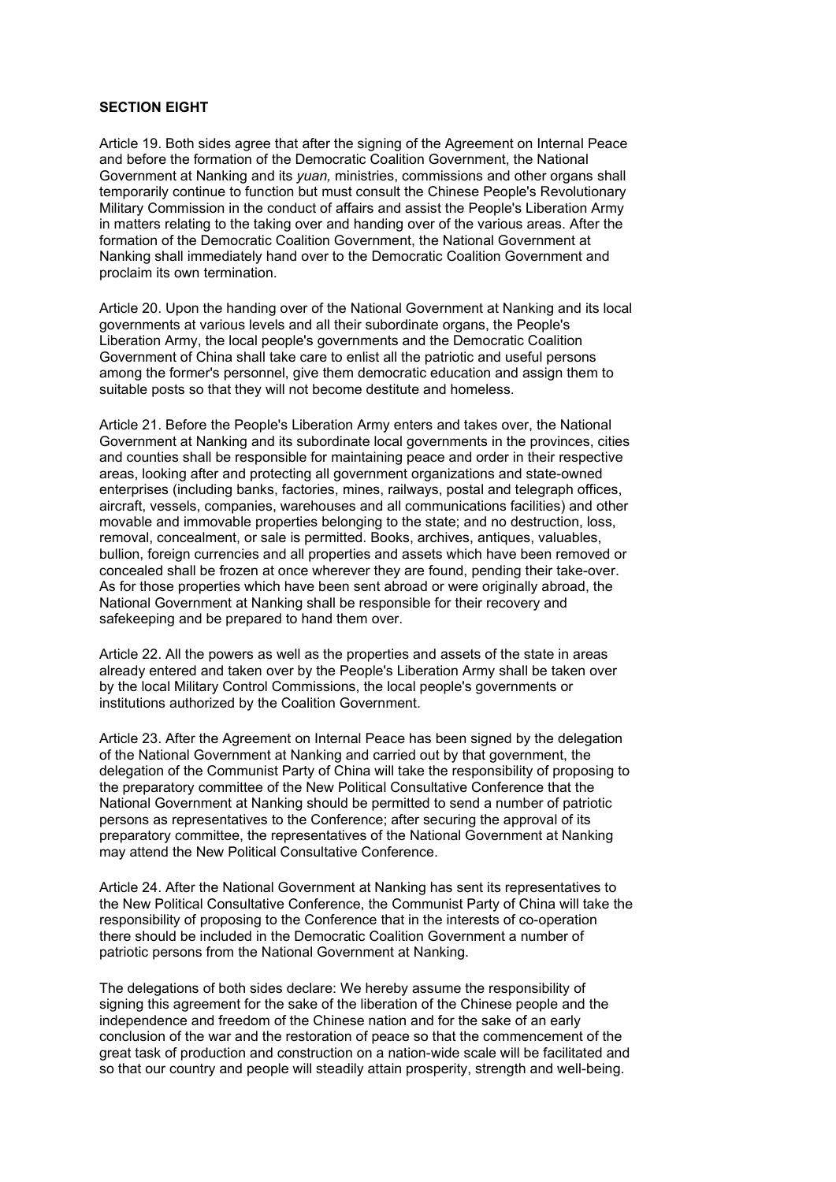**SECTION EIGHT**

Article 19. Both sides agree that after the signing of the Agreement on Internal Peace and before the formation of the Democratic Coalition Government, the National Government at Nanking and its *yuan,* ministries, commissions and other organs shall temporarily continue to function but must consult the Chinese People's Revolutionary Military Commission in the conduct of affairs and assist the People's Liberation Army in matters relating to the taking over and handing over of the various areas. After the formation of the Democratic Coalition Government, the National Government at Nanking shall immediately hand over to the Democratic Coalition Government and proclaim its own termination.

Article 20. Upon the handing over of the National Government at Nanking and its local governments at various levels and all their subordinate organs, the People's Liberation Army, the local people's governments and the Democratic Coalition Government of China shall take care to enlist all the patriotic and useful persons among the former's personnel, give them democratic education and assign them to suitable posts so that they will not become destitute and homeless.

Article 21. Before the People's Liberation Army enters and takes over, the National Government at Nanking and its subordinate local governments in the provinces, cities and counties shall be responsible for maintaining peace and order in their respective areas, looking after and protecting all government organizations and state-owned enterprises (including banks, factories, mines, railways, postal and telegraph offices, aircraft, vessels, companies, warehouses and all communications facilities) and other movable and immovable properties belonging to the state; and no destruction, loss, removal, concealment, or sale is permitted. Books, archives, antiques, valuables, bullion, foreign currencies and all properties and assets which have been removed or concealed shall be frozen at once wherever they are found, pending their take-over. As for those properties which have been sent abroad or were originally abroad, the National Government at Nanking shall be responsible for their recovery and safekeeping and be prepared to hand them over.

Article 22. All the powers as well as the properties and assets of the state in areas already entered and taken over by the People's Liberation Army shall be taken over by the local Military Control Commissions, the local people's governments or institutions authorized by the Coalition Government.

Article 23. After the Agreement on Internal Peace has been signed by the delegation of the National Government at Nanking and carried out by that government, the delegation of the Communist Party of China will take the responsibility of proposing to the preparatory committee of the New Political Consultative Conference that the National Government at Nanking should be permitted to send a number of patriotic persons as representatives to the Conference; after securing the approval of its preparatory committee, the representatives of the National Government at Nanking may attend the New Political Consultative Conference.

Article 24. After the National Government at Nanking has sent its representatives to the New Political Consultative Conference, the Communist Party of China will take the responsibility of proposing to the Conference that in the interests of co-operation there should be included in the Democratic Coalition Government a number of patriotic persons from the National Government at Nanking.

The delegations of both sides declare: We hereby assume the responsibility of signing this agreement for the sake of the liberation of the Chinese people and the independence and freedom of the Chinese nation and for the sake of an early conclusion of the war and the restoration of peace so that the commencement of the great task of production and construction on a nation-wide scale will be facilitated and so that our country and people will steadily attain prosperity, strength and well-being.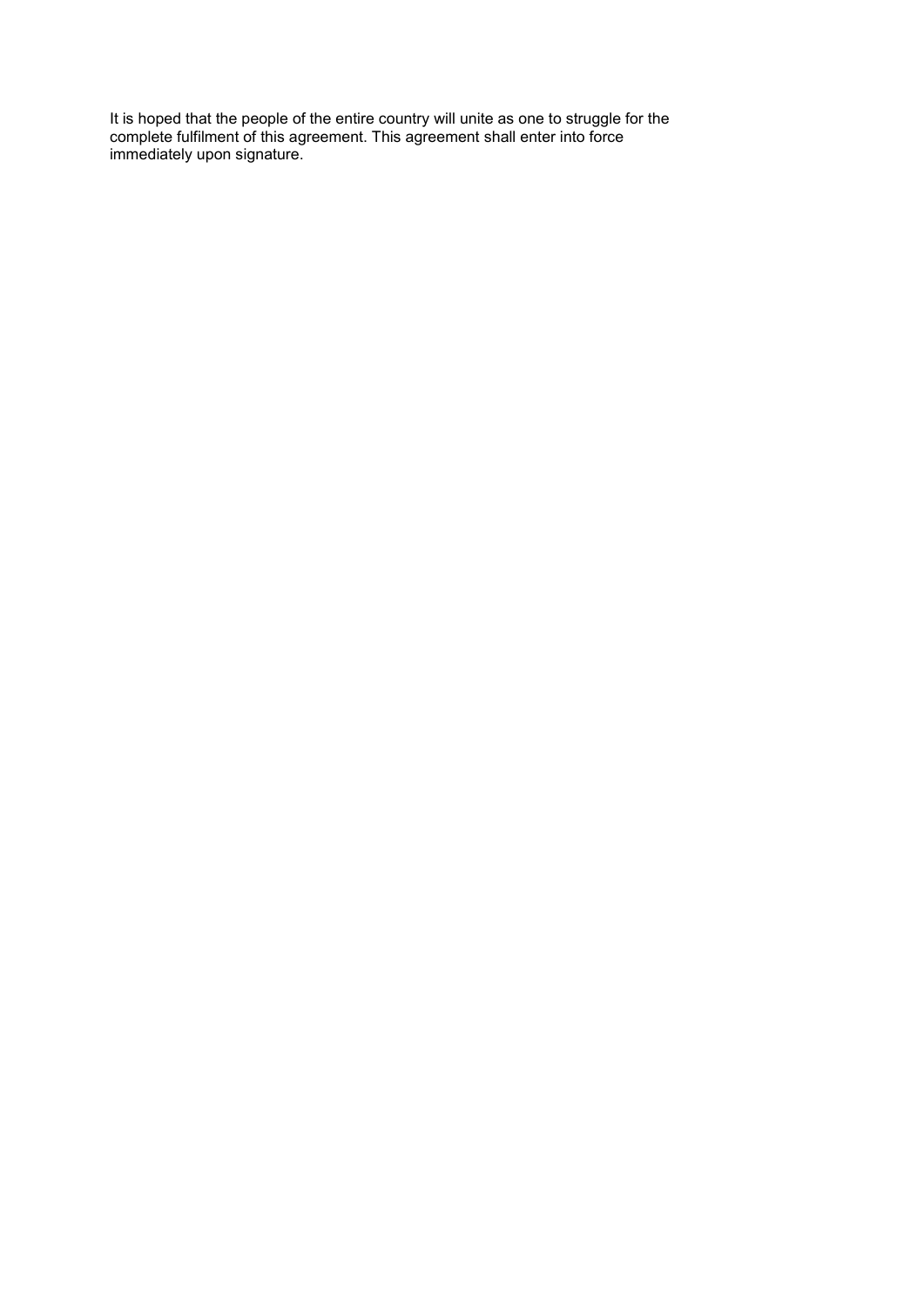It is hoped that the people of the entire country will unite as one to struggle for the complete fulfilment of this agreement. This agreement shall enter into force immediately upon signature.